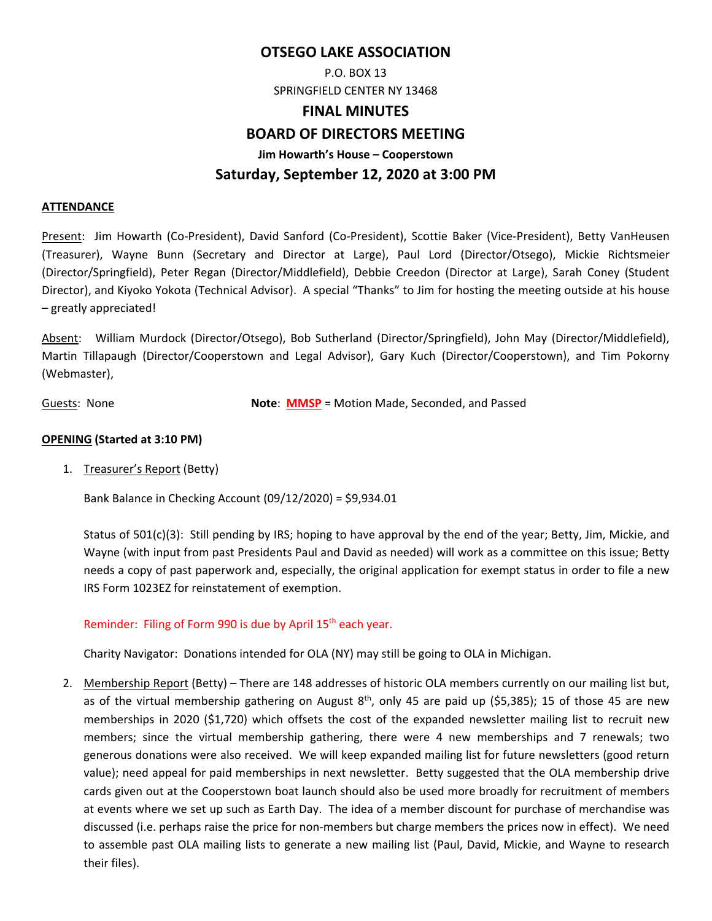# OTSEGO LAKE ASSOCIATION

P.O. BOX 13

SPRINGFIELD CENTER NY 13468

## FINAL MINUTES

## BOARD OF DIRECTORS MEETING

**Jim Howarth's House – Cooperstown**

### Saturday, September 12, 2020 at 3:00 PM

**ATTENDANCE**

Present: Jim Howarth (Co-President), David Sanford (Co-President), Scottie Baker (Vice-President), Betty VanHeusen (Treasurer), Wayne Bunn (Secretary and Director at Large), Paul Lord (Director/Otsego), Mickie Richtsmeier (Director/Springfield), Peter Regan (Director/Middlefield), Debbie Creedon (Director at Large), Sarah Coney (Student Director), and Kiyoko Yokota (Technical Advisor). A special "Thanks" to Jim for hosting the meeting outside at his house – greatly appreciated!

Absent: William Murdock (Director/Otsego), Bob Sutherland (Director/Springfield), John May (Director/Middlefield), Martin Tillapaugh (Director/Cooperstown and Legal Advisor), Gary Kuch (Director/Cooperstown), and Tim Pokorny (Webmaster),

Guests: None

**Note**: **MMSP** = Motion Made, Seconded, and Passed

**OPENING (Started at 3:10 PM)**

1. Treasurer's Report (Betty)

   Bank Balance in Checking Account (09/12/2020) = $9,934.01

   Status of 501(c)(3): Still pending by IRS; hoping to have approval by the end of the year; Betty, Jim, Mickie, and Wayne (with input from past Presidents Paul and David as needed) will work as a committee on this issue; Betty needs a copy of past paperwork and, especially, the original application for exempt status in order to file a new IRS Form 1023EZ for reinstatement of exemption.

   Reminder: Filing of Form 990 is due by April 15th each year.

   Charity Navigator: Donations intended for OLA (NY) may still be going to OLA in Michigan.

2. Membership Report (Betty) – There are 148 addresses of historic OLA members currently on our mailing list but, as of the virtual membership gathering on August 8th, only 45 are paid up ($5,385); 15 of those 45 are new memberships in 2020 ($1,720) which offsets the cost of the expanded newsletter mailing list to recruit new members; since the virtual membership gathering, there were 4 new memberships and 7 renewals; two generous donations were also received. We will keep expanded mailing list for future newsletters (good return value); need appeal for paid memberships in next newsletter. Betty suggested that the OLA membership drive cards given out at the Cooperstown boat launch should also be used more broadly for recruitment of members at events where we set up such as Earth Day. The idea of a member discount for purchase of merchandise was discussed (i.e. perhaps raise the price for non-members but charge members the prices now in effect). We need to assemble past OLA mailing lists to generate a new mailing list (Paul, David, Mickie, and Wayne to research their files).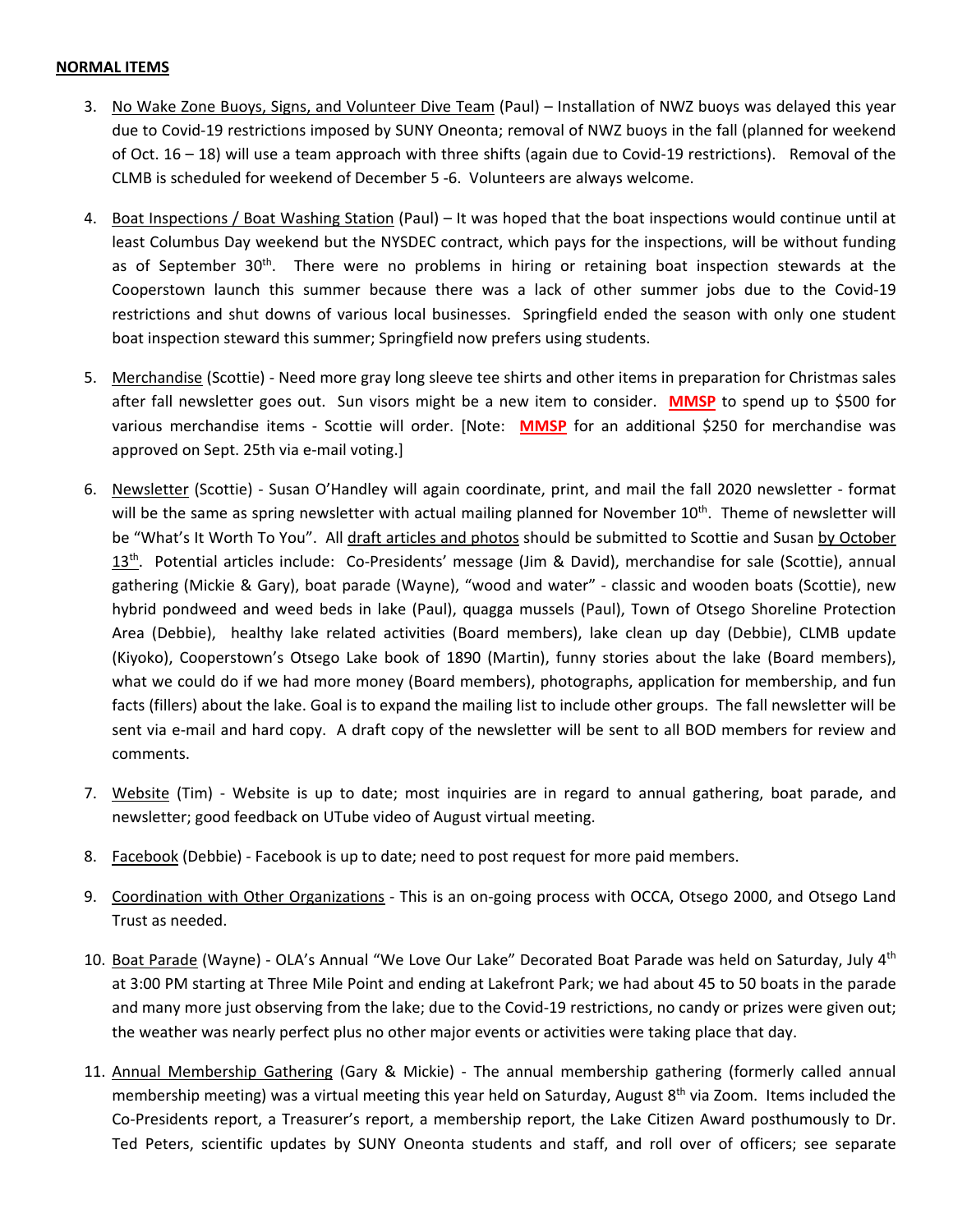**NORMAL ITEMS**

3. No Wake Zone Buoys, Signs, and Volunteer Dive Team (Paul) – Installation of NWZ buoys was delayed this year due to Covid-19 restrictions imposed by SUNY Oneonta; removal of NWZ buoys in the fall (planned for weekend of Oct. 16 – 18) will use a team approach with three shifts (again due to Covid-19 restrictions). Removal of the CLMB is scheduled for weekend of December 5 -6. Volunteers are always welcome.

4. Boat Inspections / Boat Washing Station (Paul) – It was hoped that the boat inspections would continue until at least Columbus Day weekend but the NYSDEC contract, which pays for the inspections, will be without funding as of September 30th. There were no problems in hiring or retaining boat inspection stewards at the Cooperstown launch this summer because there was a lack of other summer jobs due to the Covid-19 restrictions and shut downs of various local businesses. Springfield ended the season with only one student boat inspection steward this summer; Springfield now prefers using students.

5. Merchandise (Scottie) - Need more gray long sleeve tee shirts and other items in preparation for Christmas sales after fall newsletter goes out. Sun visors might be a new item to consider. **MMSP** to spend up to $500 for various merchandise items - Scottie will order. [Note: **MMSP** for an additional $250 for merchandise was approved on Sept. 25th via e-mail voting.]

6. Newsletter (Scottie) - Susan O'Handley will again coordinate, print, and mail the fall 2020 newsletter - format will be the same as spring newsletter with actual mailing planned for November 10th. Theme of newsletter will be "What's It Worth To You". All draft articles and photos should be submitted to Scottie and Susan by October 13th. Potential articles include: Co-Presidents' message (Jim & David), merchandise for sale (Scottie), annual gathering (Mickie & Gary), boat parade (Wayne), "wood and water" - classic and wooden boats (Scottie), new hybrid pondweed and weed beds in lake (Paul), quagga mussels (Paul), Town of Otsego Shoreline Protection Area (Debbie), healthy lake related activities (Board members), lake clean up day (Debbie), CLMB update (Kiyoko), Cooperstown's Otsego Lake book of 1890 (Martin), funny stories about the lake (Board members), what we could do if we had more money (Board members), photographs, application for membership, and fun facts (fillers) about the lake. Goal is to expand the mailing list to include other groups. The fall newsletter will be sent via e-mail and hard copy. A draft copy of the newsletter will be sent to all BOD members for review and comments.

7. Website (Tim) - Website is up to date; most inquiries are in regard to annual gathering, boat parade, and newsletter; good feedback on UTube video of August virtual meeting.

8. Facebook (Debbie) - Facebook is up to date; need to post request for more paid members.

9. Coordination with Other Organizations - This is an on-going process with OCCA, Otsego 2000, and Otsego Land Trust as needed.

10. Boat Parade (Wayne) - OLA's Annual "We Love Our Lake" Decorated Boat Parade was held on Saturday, July 4th at 3:00 PM starting at Three Mile Point and ending at Lakefront Park; we had about 45 to 50 boats in the parade and many more just observing from the lake; due to the Covid-19 restrictions, no candy or prizes were given out; the weather was nearly perfect plus no other major events or activities were taking place that day.

11. Annual Membership Gathering (Gary & Mickie) - The annual membership gathering (formerly called annual membership meeting) was a virtual meeting this year held on Saturday, August 8th via Zoom. Items included the Co-Presidents report, a Treasurer's report, a membership report, the Lake Citizen Award posthumously to Dr. Ted Peters, scientific updates by SUNY Oneonta students and staff, and roll over of officers; see separate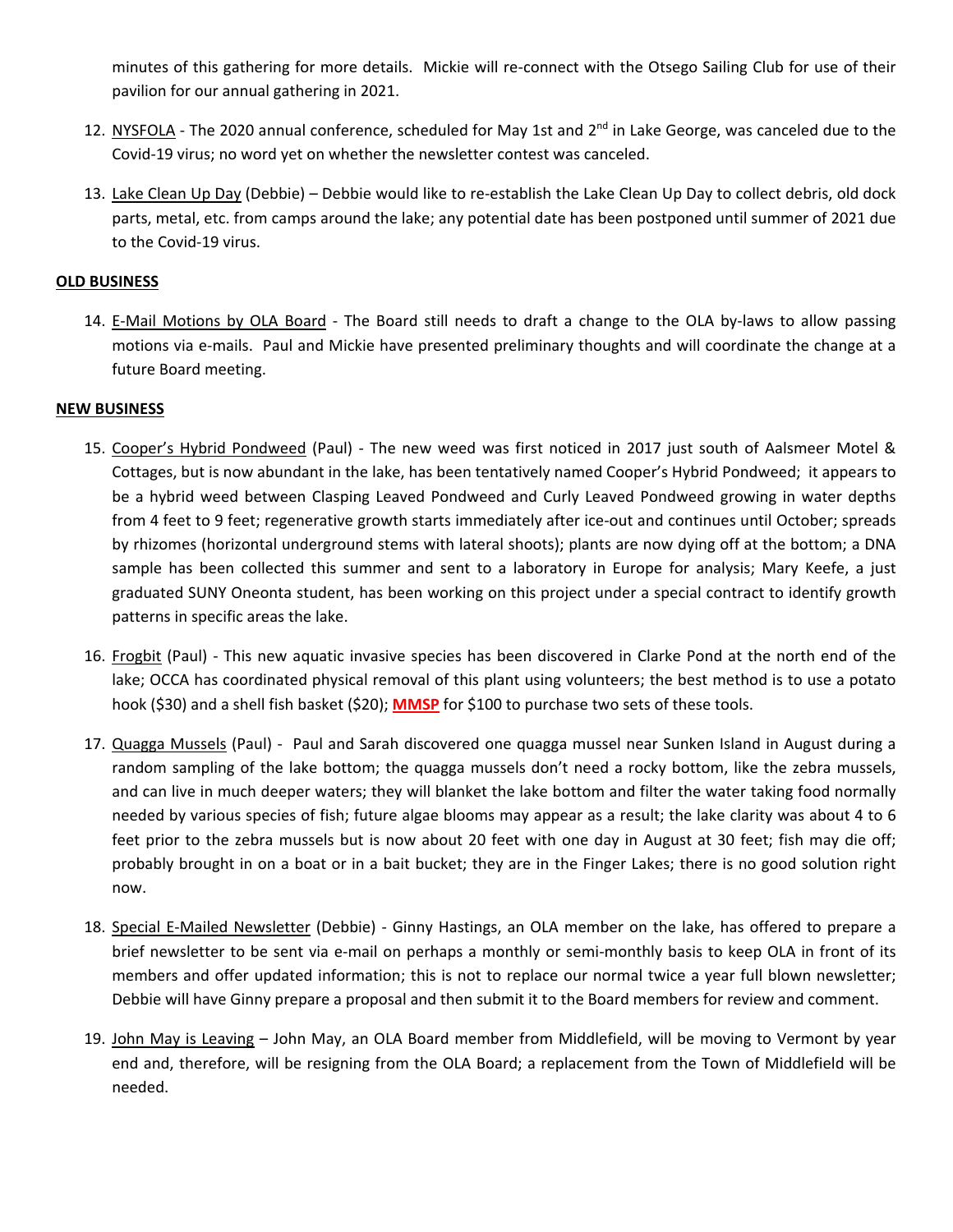minutes of this gathering for more details. Mickie will re-connect with the Otsego Sailing Club for use of their pavilion for our annual gathering in 2021.

12. NYSFOLA - The 2020 annual conference, scheduled for May 1st and 2nd in Lake George, was canceled due to the Covid-19 virus; no word yet on whether the newsletter contest was canceled.

13. Lake Clean Up Day (Debbie) – Debbie would like to re-establish the Lake Clean Up Day to collect debris, old dock parts, metal, etc. from camps around the lake; any potential date has been postponed until summer of 2021 due to the Covid-19 virus.

**OLD BUSINESS**

14. E-Mail Motions by OLA Board - The Board still needs to draft a change to the OLA by-laws to allow passing motions via e-mails. Paul and Mickie have presented preliminary thoughts and will coordinate the change at a future Board meeting.

**NEW BUSINESS**

15. Cooper's Hybrid Pondweed (Paul) - The new weed was first noticed in 2017 just south of Aalsmeer Motel & Cottages, but is now abundant in the lake, has been tentatively named Cooper's Hybrid Pondweed; it appears to be a hybrid weed between Clasping Leaved Pondweed and Curly Leaved Pondweed growing in water depths from 4 feet to 9 feet; regenerative growth starts immediately after ice-out and continues until October; spreads by rhizomes (horizontal underground stems with lateral shoots); plants are now dying off at the bottom; a DNA sample has been collected this summer and sent to a laboratory in Europe for analysis; Mary Keefe, a just graduated SUNY Oneonta student, has been working on this project under a special contract to identify growth patterns in specific areas the lake.

16. Frogbit (Paul) - This new aquatic invasive species has been discovered in Clarke Pond at the north end of the lake; OCCA has coordinated physical removal of this plant using volunteers; the best method is to use a potato hook ($30) and a shell fish basket ($20); **MMSP** for $100 to purchase two sets of these tools.

17. Quagga Mussels (Paul) - Paul and Sarah discovered one quagga mussel near Sunken Island in August during a random sampling of the lake bottom; the quagga mussels don't need a rocky bottom, like the zebra mussels, and can live in much deeper waters; they will blanket the lake bottom and filter the water taking food normally needed by various species of fish; future algae blooms may appear as a result; the lake clarity was about 4 to 6 feet prior to the zebra mussels but is now about 20 feet with one day in August at 30 feet; fish may die off; probably brought in on a boat or in a bait bucket; they are in the Finger Lakes; there is no good solution right now.

18. Special E-Mailed Newsletter (Debbie) - Ginny Hastings, an OLA member on the lake, has offered to prepare a brief newsletter to be sent via e-mail on perhaps a monthly or semi-monthly basis to keep OLA in front of its members and offer updated information; this is not to replace our normal twice a year full blown newsletter; Debbie will have Ginny prepare a proposal and then submit it to the Board members for review and comment.

19. John May is Leaving – John May, an OLA Board member from Middlefield, will be moving to Vermont by year end and, therefore, will be resigning from the OLA Board; a replacement from the Town of Middlefield will be needed.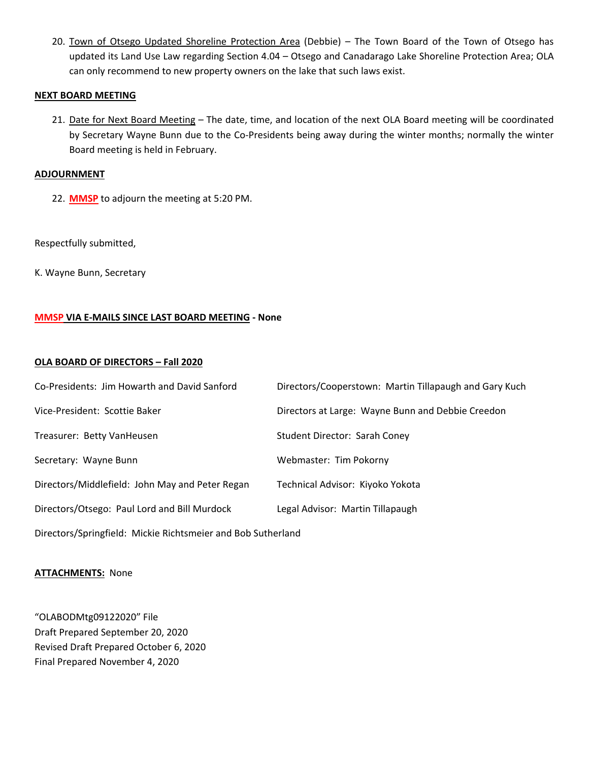20. Town of Otsego Updated Shoreline Protection Area (Debbie) – The Town Board of the Town of Otsego has updated its Land Use Law regarding Section 4.04 – Otsego and Canadarago Lake Shoreline Protection Area; OLA can only recommend to new property owners on the lake that such laws exist.

**NEXT BOARD MEETING**

21. Date for Next Board Meeting – The date, time, and location of the next OLA Board meeting will be coordinated by Secretary Wayne Bunn due to the Co-Presidents being away during the winter months; normally the winter Board meeting is held in February.

**ADJOURNMENT**

22. **MMSP** to adjourn the meeting at 5:20 PM.

Respectfully submitted,

K. Wayne Bunn, Secretary

**MMSP VIA E-MAILS SINCE LAST BOARD MEETING - None**

**OLA BOARD OF DIRECTORS – Fall 2020**

| | |
|---|---|
| Co-Presidents: Jim Howarth and David Sanford | Directors/Cooperstown: Martin Tillapaugh and Gary Kuch |
| Vice-President: Scottie Baker | Directors at Large: Wayne Bunn and Debbie Creedon |
| Treasurer: Betty VanHeusen | Student Director: Sarah Coney |
| Secretary: Wayne Bunn | Webmaster: Tim Pokorny |
| Directors/Middlefield: John May and Peter Regan | Technical Advisor: Kiyoko Yokota |
| Directors/Otsego: Paul Lord and Bill Murdock | Legal Advisor: Martin Tillapaugh |
| Directors/Springfield: Mickie Richtsmeier and Bob Sutherland | |

**ATTACHMENTS:** None

"OLABODMtg09122020" File
Draft Prepared September 20, 2020
Revised Draft Prepared October 6, 2020
Final Prepared November 4, 2020